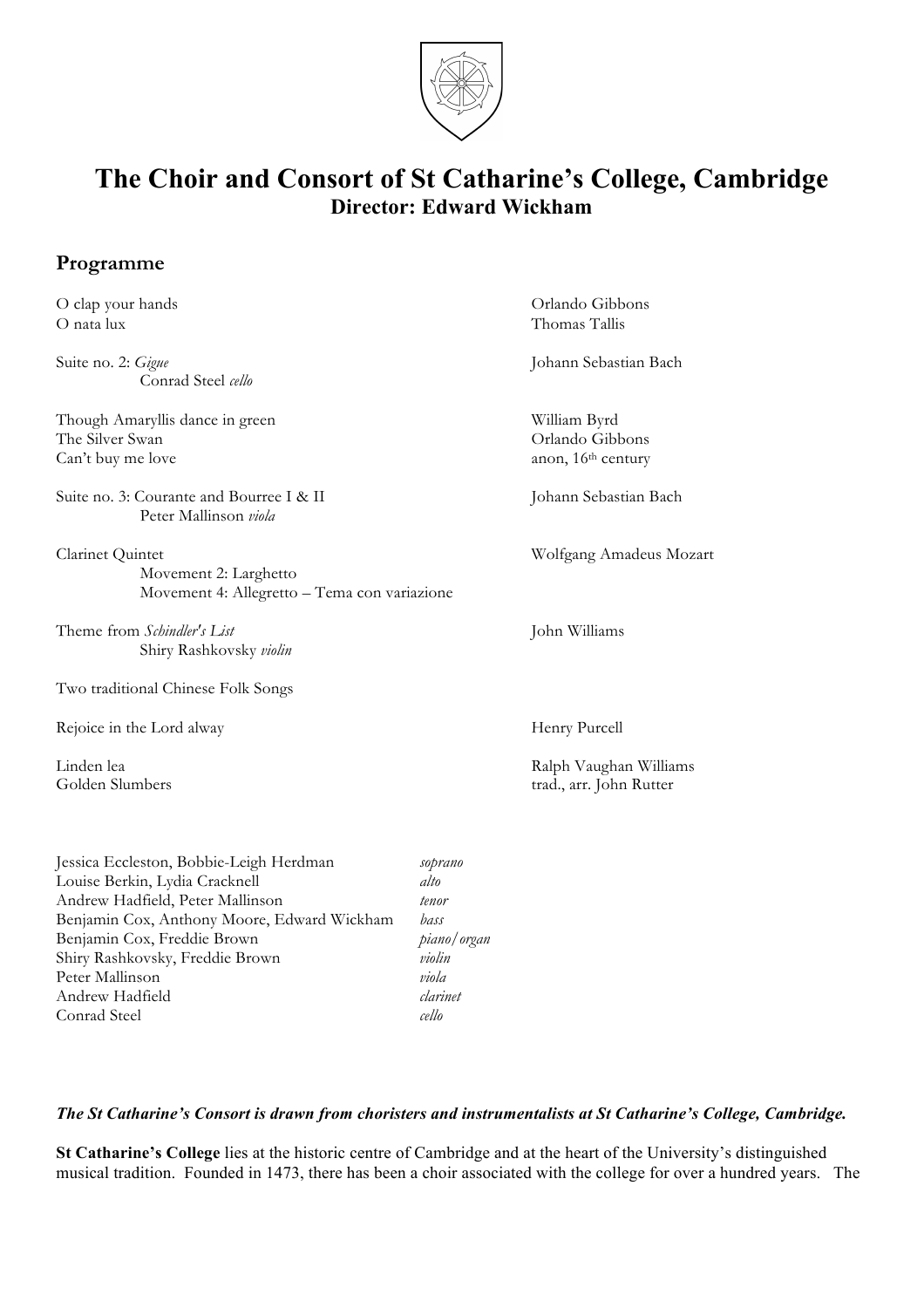# The Choir and Consort of St Catharine's College, Cambridge

## Director: Edward Wickham

### Programme

| | |
|---|---|
| O clap your hands | Orlando Gibbons |
| O nata lux | Thomas Tallis |
| | |
| Suite no. 2: *Gigue* | Johann Sebastian Bach |
| Conrad Steel *cello* | |
| | |
| Though Amaryllis dance in green | William Byrd |
| The Silver Swan | Orlando Gibbons |
| Can't buy me love | anon, 16th century |
| | |
| Suite no. 3: Courante and Bourree I & II | Johann Sebastian Bach |
| Peter Mallinson *viola* | |
| | |
| Clarinet Quintet | Wolfgang Amadeus Mozart |
| Movement 2: Larghetto | |
| Movement 4: Allegretto – Tema con variazione | |
| | |
| Theme from *Schindler's List* | John Williams |
| Shiry Rashkovsky *violin* | |
| | |
| Two traditional Chinese Folk Songs | |
| | |
| Rejoice in the Lord alway | Henry Purcell |
| | |
| Linden lea | Ralph Vaughan Williams |
| Golden Slumbers | trad., arr. John Rutter |

| | |
|---|---|
| Jessica Eccleston, Bobbie-Leigh Herdman | *soprano* |
| Louise Berkin, Lydia Cracknell | *alto* |
| Andrew Hadfield, Peter Mallinson | *tenor* |
| Benjamin Cox, Anthony Moore, Edward Wickham | *bass* |
| Benjamin Cox, Freddie Brown | *piano/organ* |
| Shiry Rashkovsky, Freddie Brown | *violin* |
| Peter Mallinson | *viola* |
| Andrew Hadfield | *clarinet* |
| Conrad Steel | *cello* |

***The St Catharine's Consort is drawn from choristers and instrumentalists at St Catharine's College, Cambridge.***

**St Catharine's College** lies at the historic centre of Cambridge and at the heart of the University's distinguished musical tradition. Founded in 1473, there has been a choir associated with the college for over a hundred years. The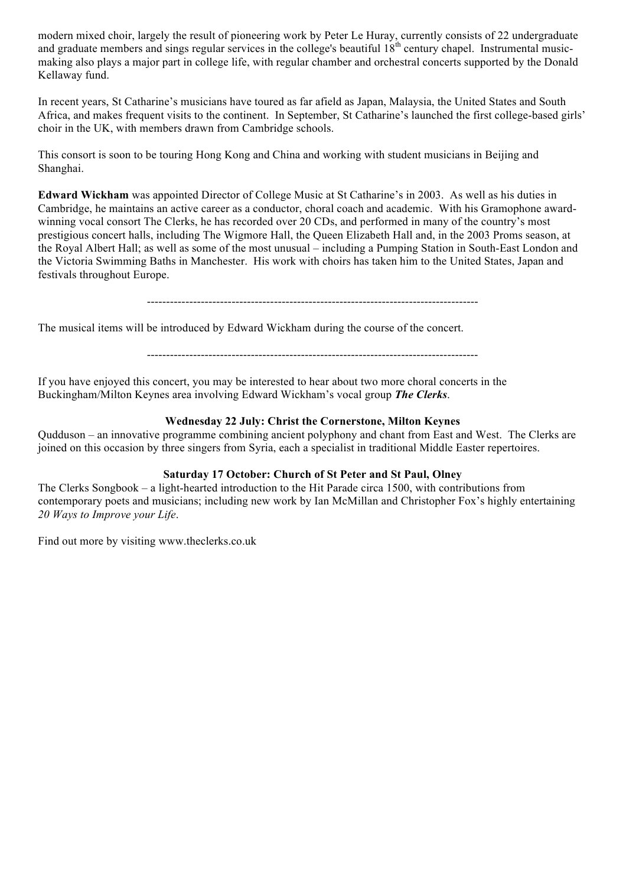modern mixed choir, largely the result of pioneering work by Peter Le Huray, currently consists of 22 undergraduate and graduate members and sings regular services in the college's beautiful 18th century chapel. Instrumental music-making also plays a major part in college life, with regular chamber and orchestral concerts supported by the Donald Kellaway fund.

In recent years, St Catharine's musicians have toured as far afield as Japan, Malaysia, the United States and South Africa, and makes frequent visits to the continent. In September, St Catharine's launched the first college-based girls' choir in the UK, with members drawn from Cambridge schools.

This consort is soon to be touring Hong Kong and China and working with student musicians in Beijing and Shanghai.

**Edward Wickham** was appointed Director of College Music at St Catharine's in 2003. As well as his duties in Cambridge, he maintains an active career as a conductor, choral coach and academic. With his Gramophone award-winning vocal consort The Clerks, he has recorded over 20 CDs, and performed in many of the country's most prestigious concert halls, including The Wigmore Hall, the Queen Elizabeth Hall and, in the 2003 Proms season, at the Royal Albert Hall; as well as some of the most unusual – including a Pumping Station in South-East London and the Victoria Swimming Baths in Manchester. His work with choirs has taken him to the United States, Japan and festivals throughout Europe.

---

The musical items will be introduced by Edward Wickham during the course of the concert.

---

If you have enjoyed this concert, you may be interested to hear about two more choral concerts in the Buckingham/Milton Keynes area involving Edward Wickham's vocal group ***The Clerks***.

**Wednesday 22 July: Christ the Cornerstone, Milton Keynes**

Qudduson – an innovative programme combining ancient polyphony and chant from East and West. The Clerks are joined on this occasion by three singers from Syria, each a specialist in traditional Middle Easter repertoires.

**Saturday 17 October: Church of St Peter and St Paul, Olney**

The Clerks Songbook – a light-hearted introduction to the Hit Parade circa 1500, with contributions from contemporary poets and musicians; including new work by Ian McMillan and Christopher Fox's highly entertaining *20 Ways to Improve your Life*.

Find out more by visiting www.theclerks.co.uk